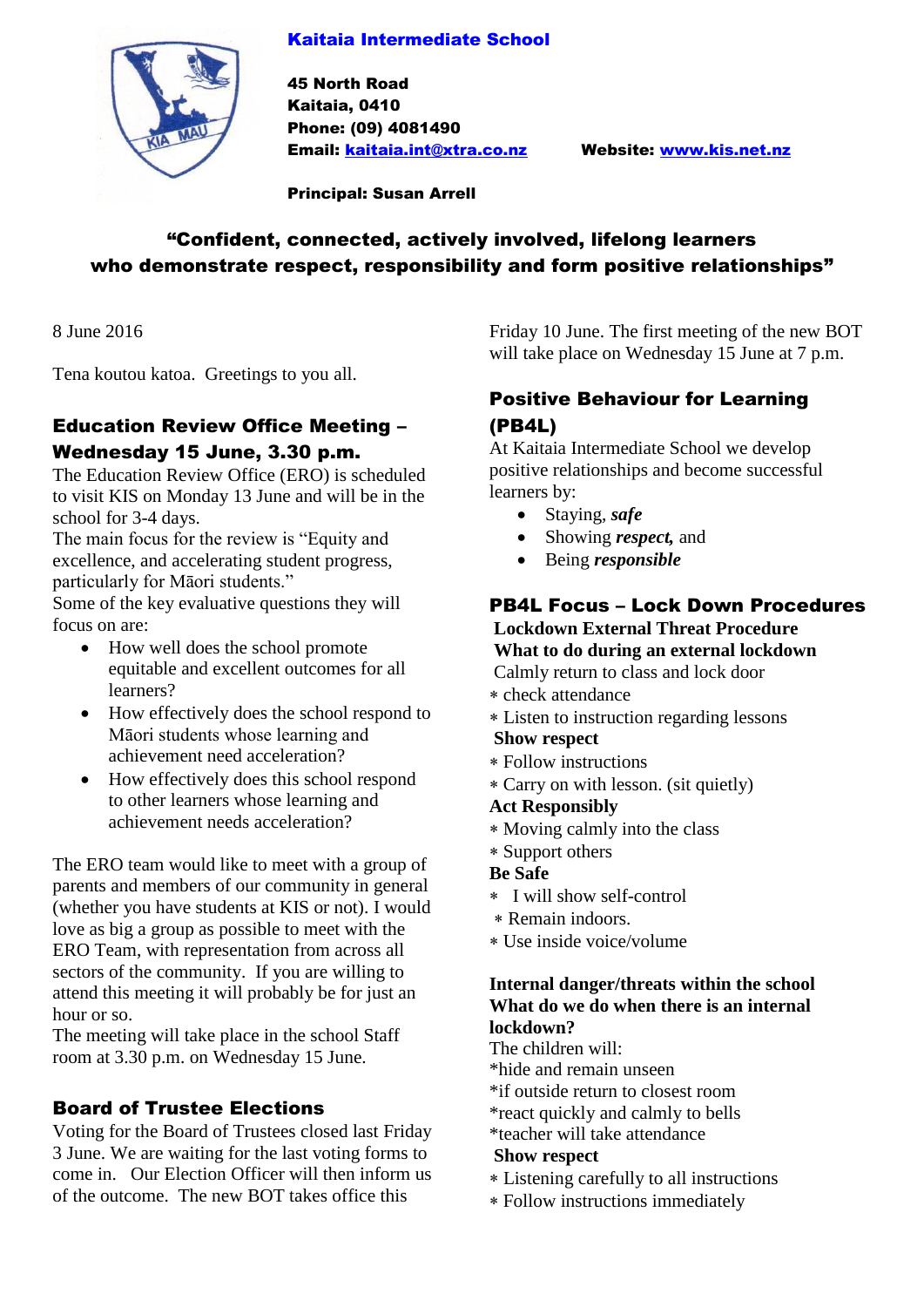**Kaitaia Intermediate School**

**45 North Road**
**Kaitaia, 0410**
**Phone: (09) 4081490**
**Email: kaitaia.int@xtra.co.nz** **Website: www.kis.net.nz**

**Principal: Susan Arrell**

**"Confident, connected, actively involved, lifelong learners who demonstrate respect, responsibility and form positive relationships"**

8 June 2016

Tena koutou katoa. Greetings to you all.

## Education Review Office Meeting – Wednesday 15 June, 3.30 p.m.

The Education Review Office (ERO) is scheduled to visit KIS on Monday 13 June and will be in the school for 3-4 days.

The main focus for the review is "Equity and excellence, and accelerating student progress, particularly for Māori students."

Some of the key evaluative questions they will focus on are:

- How well does the school promote equitable and excellent outcomes for all learners?
- How effectively does the school respond to Māori students whose learning and achievement need acceleration?
- How effectively does this school respond to other learners whose learning and achievement needs acceleration?

The ERO team would like to meet with a group of parents and members of our community in general (whether you have students at KIS or not). I would love as big a group as possible to meet with the ERO Team, with representation from across all sectors of the community. If you are willing to attend this meeting it will probably be for just an hour or so.

The meeting will take place in the school Staff room at 3.30 p.m. on Wednesday 15 June.

## Board of Trustee Elections

Voting for the Board of Trustees closed last Friday 3 June. We are waiting for the last voting forms to come in. Our Election Officer will then inform us of the outcome. The new BOT takes office this Friday 10 June. The first meeting of the new BOT will take place on Wednesday 15 June at 7 p.m.

## Positive Behaviour for Learning (PB4L)

At Kaitaia Intermediate School we develop positive relationships and become successful learners by:

- Staying, ***safe***
- Showing ***respect,*** and
- Being ***responsible***

## PB4L Focus – Lock Down Procedures

**Lockdown External Threat Procedure**

**What to do during an external lockdown**

Calmly return to class and lock door

* check attendance
* Listen to instruction regarding lessons

**Show respect**

* Follow instructions
* Carry on with lesson. (sit quietly)

**Act Responsibly**

* Moving calmly into the class
* Support others

**Be Safe**

* I will show self-control
* Remain indoors.
* Use inside voice/volume

**Internal danger/threats within the school**
**What do we do when there is an internal lockdown?**

The children will:

*hide and remain unseen
*if outside return to closest room
*react quickly and calmly to bells
*teacher will take attendance

**Show respect**

* Listening carefully to all instructions
* Follow instructions immediately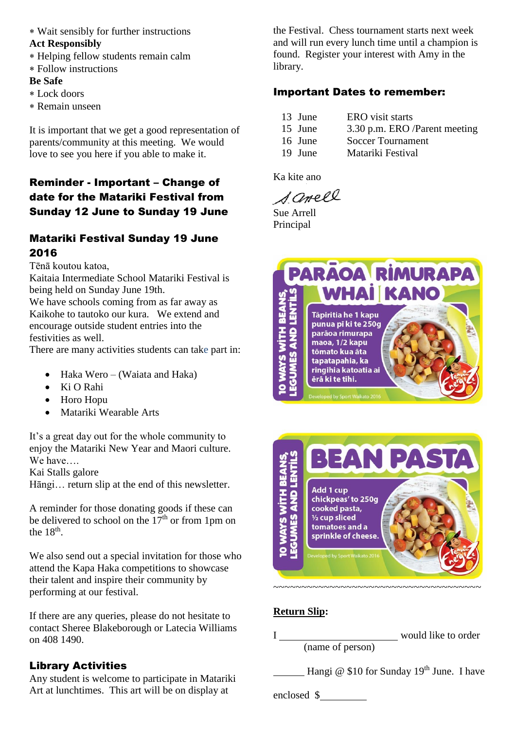* Wait sensibly for further instructions

**Act Responsibly**

* Helping fellow students remain calm
* Follow instructions

**Be Safe**

* Lock doors
* Remain unseen

It is important that we get a good representation of parents/community at this meeting. We would love to see you here if you able to make it.

## Reminder - Important – Change of date for the Matariki Festival from Sunday 12 June to Sunday 19 June

## Matariki Festival Sunday 19 June 2016

Tēnā koutou katoa,

Kaitaia Intermediate School Matariki Festival is being held on Sunday June 19th.

We have schools coming from as far away as Kaikohe to tautoko our kura. We extend and encourage outside student entries into the festivities as well.

There are many activities students can take part in:

- Haka Wero – (Waiata and Haka)
- Ki O Rahi
- Horo Hopu
- Matariki Wearable Arts

It's a great day out for the whole community to enjoy the Matariki New Year and Maori culture.

We have….

Kai Stalls galore

Hāngi… return slip at the end of this newsletter.

A reminder for those donating goods if these can be delivered to school on the 17th or from 1pm on the 18th.

We also send out a special invitation for those who attend the Kapa Haka competitions to showcase their talent and inspire their community by performing at our festival.

If there are any queries, please do not hesitate to contact Sheree Blakeborough or Latecia Williams on 408 1490.

## Library Activities

Any student is welcome to participate in Matariki Art at lunchtimes. This art will be on display at the Festival. Chess tournament starts next week and will run every lunch time until a champion is found. Register your interest with Amy in the library.

## Important Dates to remember:

| | |
|---|---|
| 13 June | ERO visit starts |
| 15 June | 3.30 p.m. ERO /Parent meeting |
| 16 June | Soccer Tournament |
| 19 June | Matariki Festival |

Ka kite ano

S Arrell

Sue Arrell

Principal

PARĀOA RĪMURAPA WHAI KANO

10 WAYS WITH BEANS, LEGUMES AND LENTILS

Tāpiritia he 1 kapu punua pī ki te 250g parāoa rimurapa maoa, 1/2 kapu tōmato kua āta tapatapahia, ka ringihia katoatia ai ērā ki te tīhi.

Developed by Sport Waikato 2016

BEAN PASTA

10 WAYS WITH BEANS, LEGUMES AND LENTILS

Add 1 cup chickpeas' to 250g cooked pasta, ½ cup sliced tomatoes and a sprinkle of cheese.

Developed by Sport Waikato 2016

~~~~~~~~~~~~~~~~~~~~~~~~~~~~~~~~~~~~~~~~~~

**Return Slip:**

I ______________________ would like to order
(name of person)

______ Hangi @ $10 for Sunday 19th June. I have

enclosed $_________